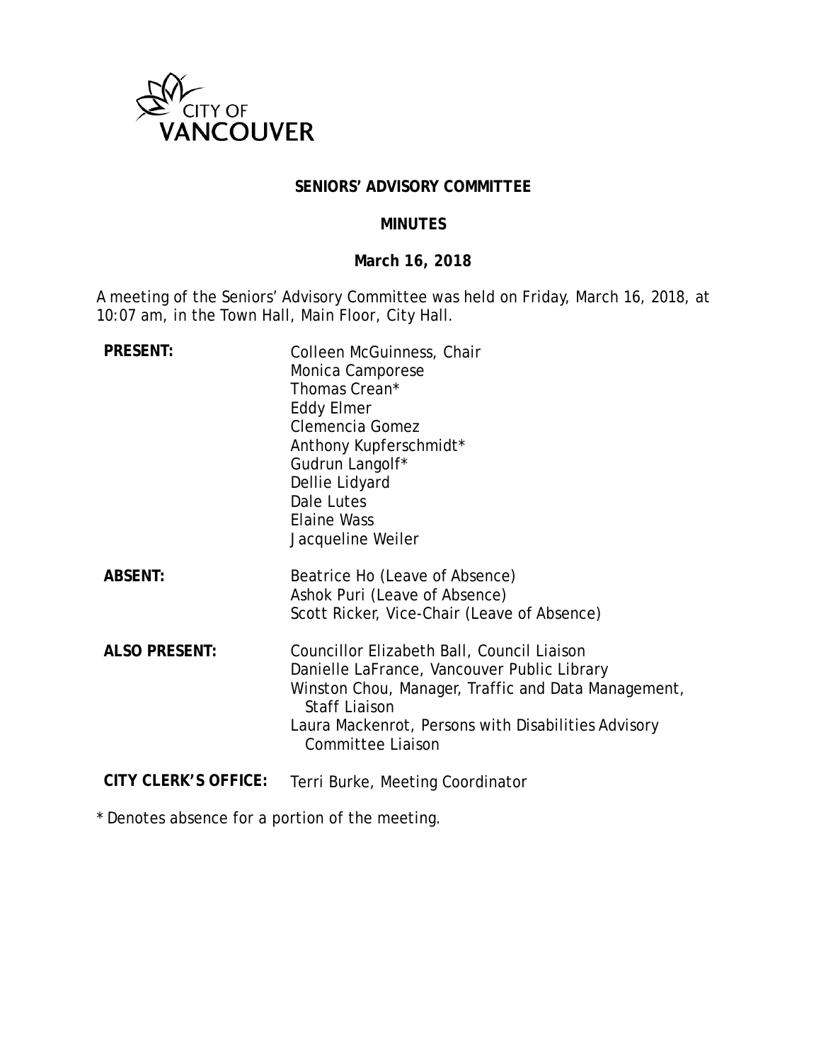CITY OF VANCOUVER

**SENIORS' ADVISORY COMMITTEE**

**MINUTES**

**March 16, 2018**

A meeting of the Seniors' Advisory Committee was held on Friday, March 16, 2018, at 10:07 am, in the Town Hall, Main Floor, City Hall.

| | |
|---|---|
| **PRESENT:** | Colleen McGuinness, Chair<br>Monica Camporese<br>Thomas Crean*<br>Eddy Elmer<br>Clemencia Gomez<br>Anthony Kupferschmidt*<br>Gudrun Langolf*<br>Dellie Lidyard<br>Dale Lutes<br>Elaine Wass<br>Jacqueline Weiler |
| **ABSENT:** | Beatrice Ho (Leave of Absence)<br>Ashok Puri (Leave of Absence)<br>Scott Ricker, Vice-Chair (Leave of Absence) |
| **ALSO PRESENT:** | Councillor Elizabeth Ball, Council Liaison<br>Danielle LaFrance, Vancouver Public Library<br>Winston Chou, Manager, Traffic and Data Management, Staff Liaison<br>Laura Mackenrot, Persons with Disabilities Advisory Committee Liaison |
| **CITY CLERK'S OFFICE:** | Terri Burke, Meeting Coordinator |

\* Denotes absence for a portion of the meeting.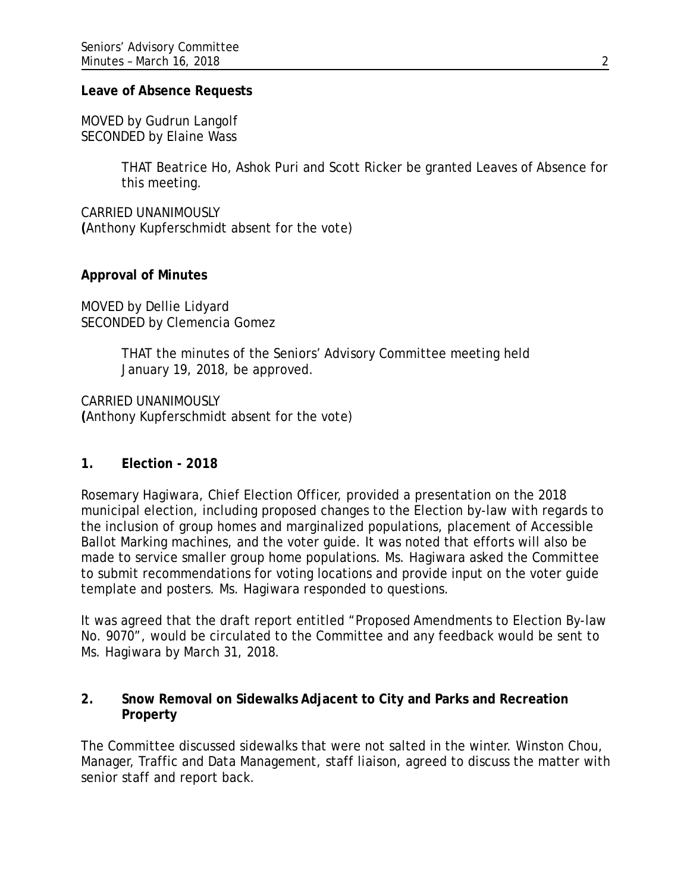**Leave of Absence Requests**

MOVED by Gudrun Langolf
SECONDED by Elaine Wass

> THAT Beatrice Ho, Ashok Puri and Scott Ricker be granted Leaves of Absence for this meeting.

CARRIED UNANIMOUSLY
**(**Anthony Kupferschmidt absent for the vote)

**Approval of Minutes**

MOVED by Dellie Lidyard
SECONDED by Clemencia Gomez

> THAT the minutes of the Seniors' Advisory Committee meeting held January 19, 2018, be approved.

CARRIED UNANIMOUSLY
**(**Anthony Kupferschmidt absent for the vote)

## 1. Election - 2018

Rosemary Hagiwara, Chief Election Officer, provided a presentation on the 2018 municipal election, including proposed changes to the Election by-law with regards to the inclusion of group homes and marginalized populations, placement of Accessible Ballot Marking machines, and the voter guide. It was noted that efforts will also be made to service smaller group home populations. Ms. Hagiwara asked the Committee to submit recommendations for voting locations and provide input on the voter guide template and posters. Ms. Hagiwara responded to questions.

It was agreed that the draft report entitled "Proposed Amendments to Election By-law No. 9070", would be circulated to the Committee and any feedback would be sent to Ms. Hagiwara by March 31, 2018.

## 2. Snow Removal on Sidewalks Adjacent to City and Parks and Recreation Property

The Committee discussed sidewalks that were not salted in the winter. Winston Chou, Manager, Traffic and Data Management, staff liaison, agreed to discuss the matter with senior staff and report back.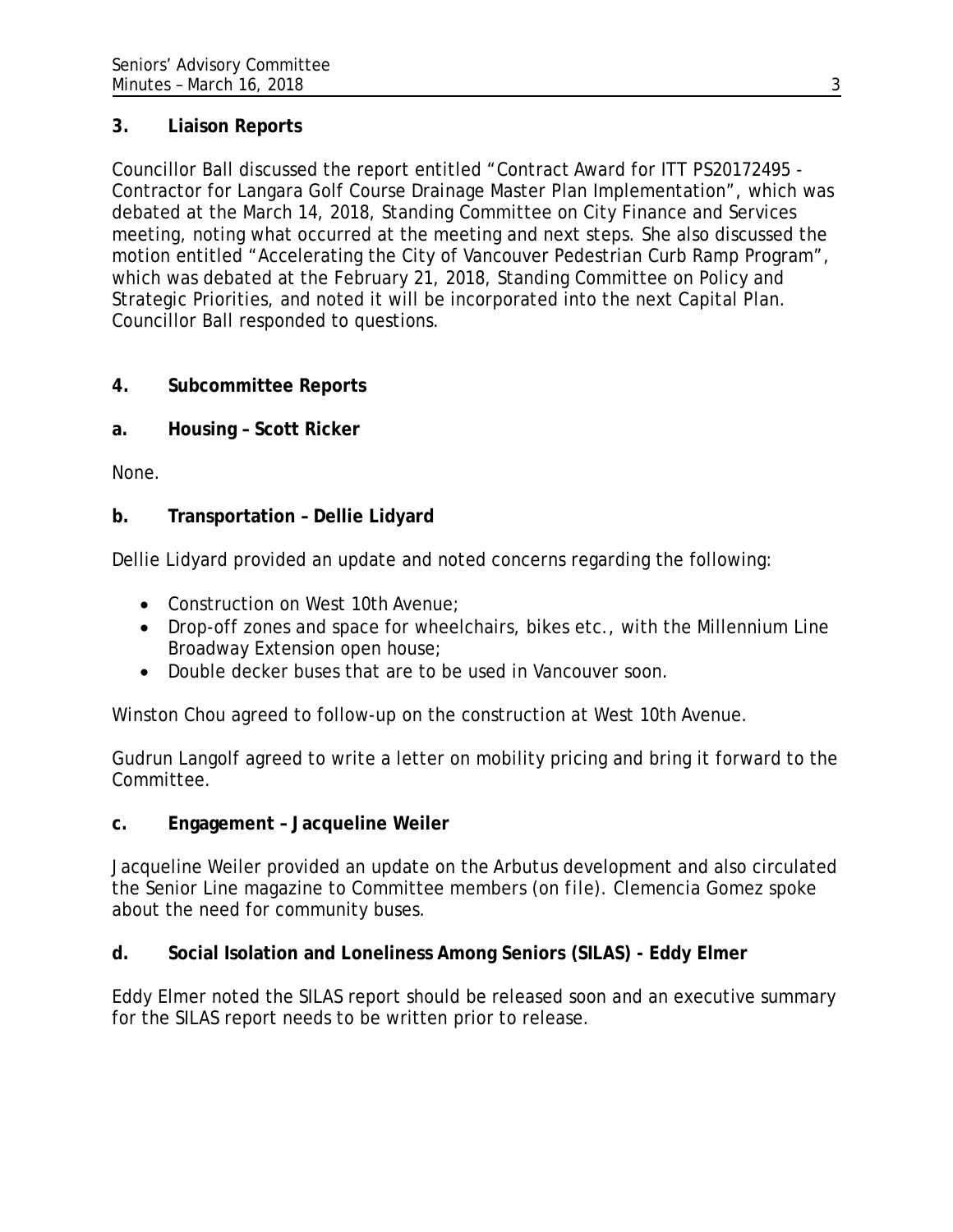## 3. Liaison Reports

Councillor Ball discussed the report entitled "Contract Award for ITT PS20172495 - Contractor for Langara Golf Course Drainage Master Plan Implementation", which was debated at the March 14, 2018, Standing Committee on City Finance and Services meeting, noting what occurred at the meeting and next steps. She also discussed the motion entitled "Accelerating the City of Vancouver Pedestrian Curb Ramp Program", which was debated at the February 21, 2018, Standing Committee on Policy and Strategic Priorities, and noted it will be incorporated into the next Capital Plan. Councillor Ball responded to questions.

## 4. Subcommittee Reports

### a. Housing – Scott Ricker

None.

### b. Transportation – Dellie Lidyard

Dellie Lidyard provided an update and noted concerns regarding the following:

- Construction on West 10th Avenue;
- Drop-off zones and space for wheelchairs, bikes etc., with the Millennium Line Broadway Extension open house;
- Double decker buses that are to be used in Vancouver soon.

Winston Chou agreed to follow-up on the construction at West 10th Avenue.

Gudrun Langolf agreed to write a letter on mobility pricing and bring it forward to the Committee.

### c. Engagement – Jacqueline Weiler

Jacqueline Weiler provided an update on the Arbutus development and also circulated the Senior Line magazine to Committee members (on file). Clemencia Gomez spoke about the need for community buses.

### d. Social Isolation and Loneliness Among Seniors (SILAS) - Eddy Elmer

Eddy Elmer noted the SILAS report should be released soon and an executive summary for the SILAS report needs to be written prior to release.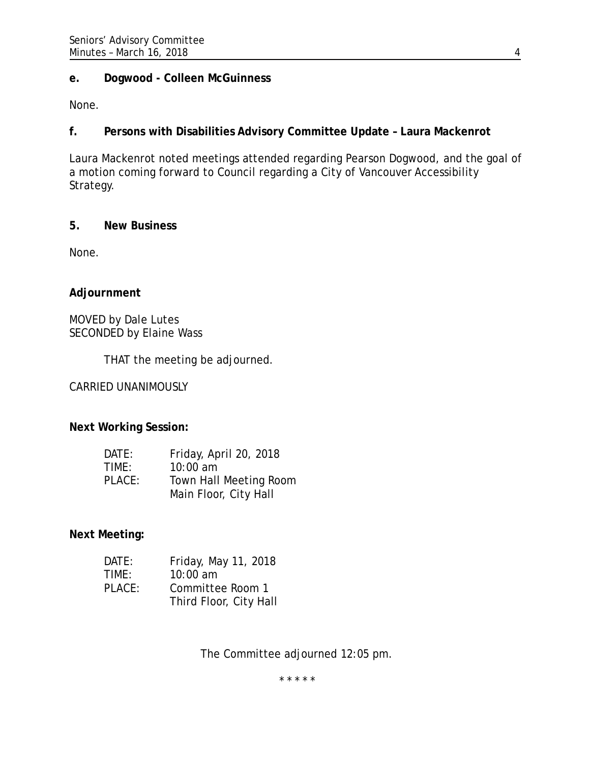**e. Dogwood - Colleen McGuinness**

None.

**f. Persons with Disabilities Advisory Committee Update – Laura Mackenrot**

Laura Mackenrot noted meetings attended regarding Pearson Dogwood, and the goal of a motion coming forward to Council regarding a City of Vancouver Accessibility Strategy.

**5. New Business**

None.

**Adjournment**

MOVED by Dale Lutes
SECONDED by Elaine Wass

THAT the meeting be adjourned.

CARRIED UNANIMOUSLY

**Next Working Session:**

| | |
|---|---|
| DATE: | Friday, April 20, 2018 |
| TIME: | 10:00 am |
| PLACE: | Town Hall Meeting Room<br>Main Floor, City Hall |

**Next Meeting:**

| | |
|---|---|
| DATE: | Friday, May 11, 2018 |
| TIME: | 10:00 am |
| PLACE: | Committee Room 1<br>Third Floor, City Hall |

The Committee adjourned 12:05 pm.

\* \* \* \* \*